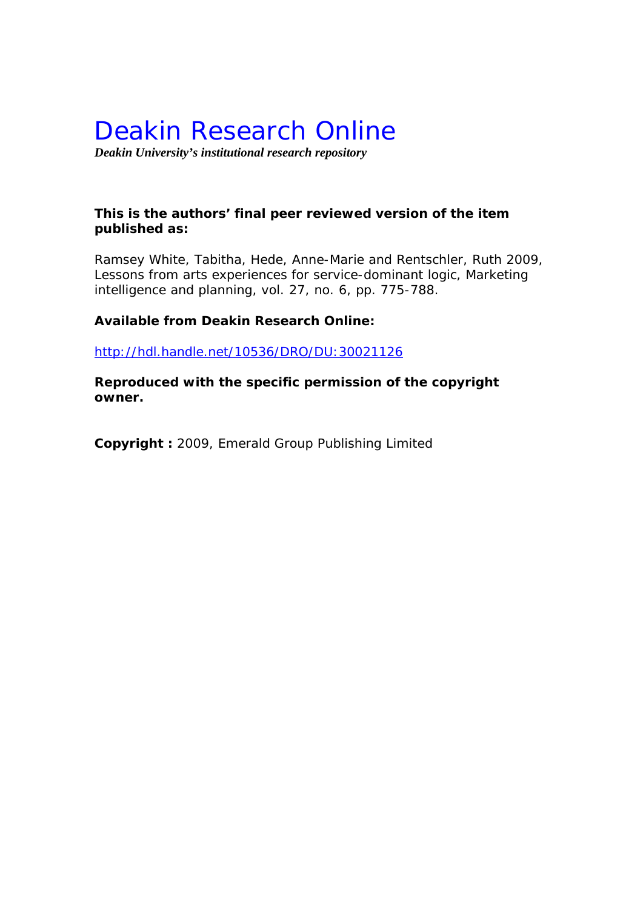# Deakin Research Online

***Deakin University's institutional research repository***

**This is the authors' final peer reviewed version of the item published as:**

Ramsey White, Tabitha, Hede, Anne-Marie and Rentschler, Ruth 2009, Lessons from arts experiences for service-dominant logic, Marketing intelligence and planning, vol. 27, no. 6, pp. 775-788.

**Available from Deakin Research Online:**

http://hdl.handle.net/10536/DRO/DU:30021126

**Reproduced with the specific permission of the copyright owner.**

**Copyright :** 2009, Emerald Group Publishing Limited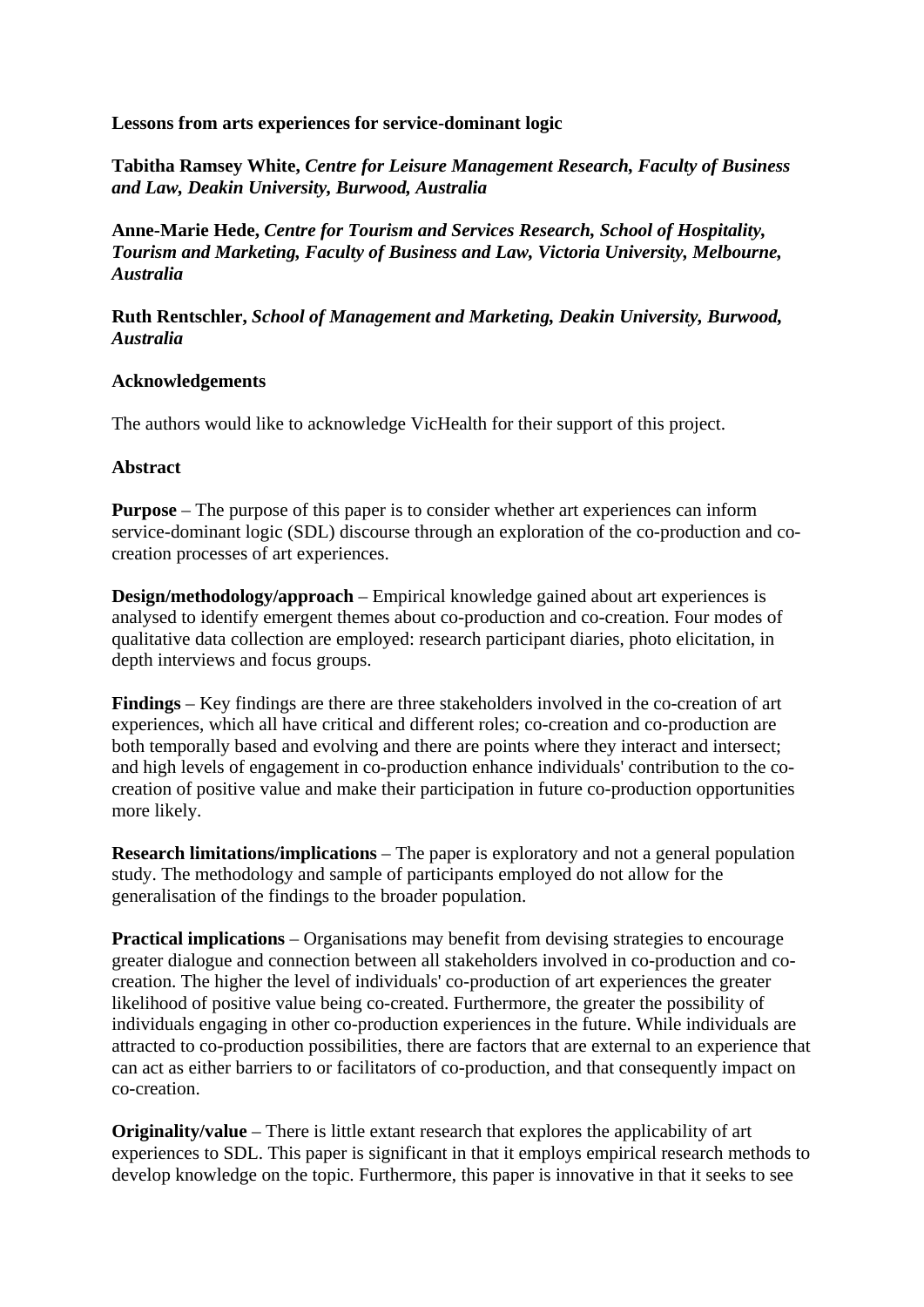**Lessons from arts experiences for service-dominant logic**

**Tabitha Ramsey White,** ***Centre for Leisure Management Research, Faculty of Business and Law, Deakin University, Burwood, Australia***

**Anne-Marie Hede,** ***Centre for Tourism and Services Research, School of Hospitality, Tourism and Marketing, Faculty of Business and Law, Victoria University, Melbourne, Australia***

**Ruth Rentschler,** ***School of Management and Marketing, Deakin University, Burwood, Australia***

**Acknowledgements**

The authors would like to acknowledge VicHealth for their support of this project.

**Abstract**

**Purpose** – The purpose of this paper is to consider whether art experiences can inform service-dominant logic (SDL) discourse through an exploration of the co-production and co-creation processes of art experiences.

**Design/methodology/approach** – Empirical knowledge gained about art experiences is analysed to identify emergent themes about co-production and co-creation. Four modes of qualitative data collection are employed: research participant diaries, photo elicitation, in depth interviews and focus groups.

**Findings** – Key findings are there are three stakeholders involved in the co-creation of art experiences, which all have critical and different roles; co-creation and co-production are both temporally based and evolving and there are points where they interact and intersect; and high levels of engagement in co-production enhance individuals' contribution to the co-creation of positive value and make their participation in future co-production opportunities more likely.

**Research limitations/implications** – The paper is exploratory and not a general population study. The methodology and sample of participants employed do not allow for the generalisation of the findings to the broader population.

**Practical implications** – Organisations may benefit from devising strategies to encourage greater dialogue and connection between all stakeholders involved in co-production and co-creation. The higher the level of individuals' co-production of art experiences the greater likelihood of positive value being co-created. Furthermore, the greater the possibility of individuals engaging in other co-production experiences in the future. While individuals are attracted to co-production possibilities, there are factors that are external to an experience that can act as either barriers to or facilitators of co-production, and that consequently impact on co-creation.

**Originality/value** – There is little extant research that explores the applicability of art experiences to SDL. This paper is significant in that it employs empirical research methods to develop knowledge on the topic. Furthermore, this paper is innovative in that it seeks to see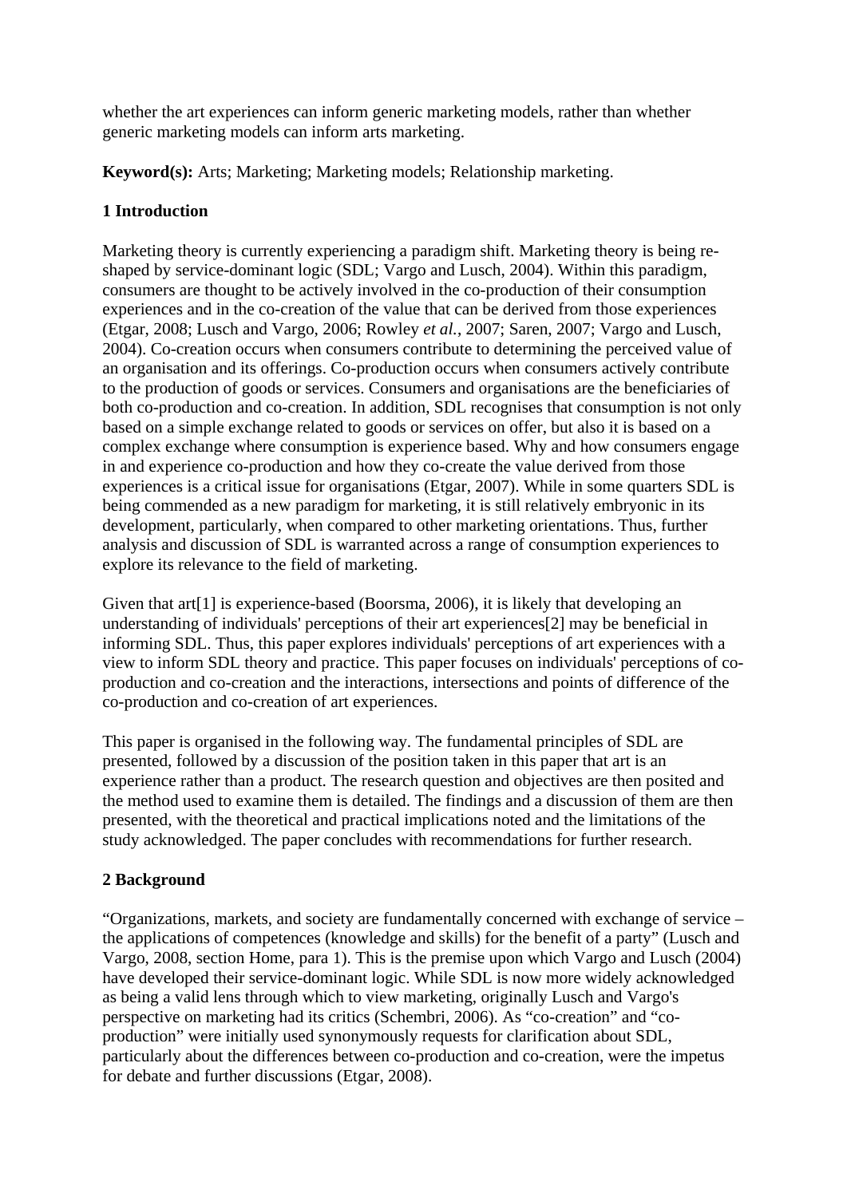whether the art experiences can inform generic marketing models, rather than whether generic marketing models can inform arts marketing.

**Keyword(s):** Arts; Marketing; Marketing models; Relationship marketing.

## 1 Introduction

Marketing theory is currently experiencing a paradigm shift. Marketing theory is being re-shaped by service-dominant logic (SDL; Vargo and Lusch, 2004). Within this paradigm, consumers are thought to be actively involved in the co-production of their consumption experiences and in the co-creation of the value that can be derived from those experiences (Etgar, 2008; Lusch and Vargo, 2006; Rowley *et al.*, 2007; Saren, 2007; Vargo and Lusch, 2004). Co-creation occurs when consumers contribute to determining the perceived value of an organisation and its offerings. Co-production occurs when consumers actively contribute to the production of goods or services. Consumers and organisations are the beneficiaries of both co-production and co-creation. In addition, SDL recognises that consumption is not only based on a simple exchange related to goods or services on offer, but also it is based on a complex exchange where consumption is experience based. Why and how consumers engage in and experience co-production and how they co-create the value derived from those experiences is a critical issue for organisations (Etgar, 2007). While in some quarters SDL is being commended as a new paradigm for marketing, it is still relatively embryonic in its development, particularly, when compared to other marketing orientations. Thus, further analysis and discussion of SDL is warranted across a range of consumption experiences to explore its relevance to the field of marketing.

Given that art[1] is experience-based (Boorsma, 2006), it is likely that developing an understanding of individuals' perceptions of their art experiences[2] may be beneficial in informing SDL. Thus, this paper explores individuals' perceptions of art experiences with a view to inform SDL theory and practice. This paper focuses on individuals' perceptions of co-production and co-creation and the interactions, intersections and points of difference of the co-production and co-creation of art experiences.

This paper is organised in the following way. The fundamental principles of SDL are presented, followed by a discussion of the position taken in this paper that art is an experience rather than a product. The research question and objectives are then posited and the method used to examine them is detailed. The findings and a discussion of them are then presented, with the theoretical and practical implications noted and the limitations of the study acknowledged. The paper concludes with recommendations for further research.

## 2 Background

"Organizations, markets, and society are fundamentally concerned with exchange of service – the applications of competences (knowledge and skills) for the benefit of a party" (Lusch and Vargo, 2008, section Home, para 1). This is the premise upon which Vargo and Lusch (2004) have developed their service-dominant logic. While SDL is now more widely acknowledged as being a valid lens through which to view marketing, originally Lusch and Vargo's perspective on marketing had its critics (Schembri, 2006). As "co-creation" and "co-production" were initially used synonymously requests for clarification about SDL, particularly about the differences between co-production and co-creation, were the impetus for debate and further discussions (Etgar, 2008).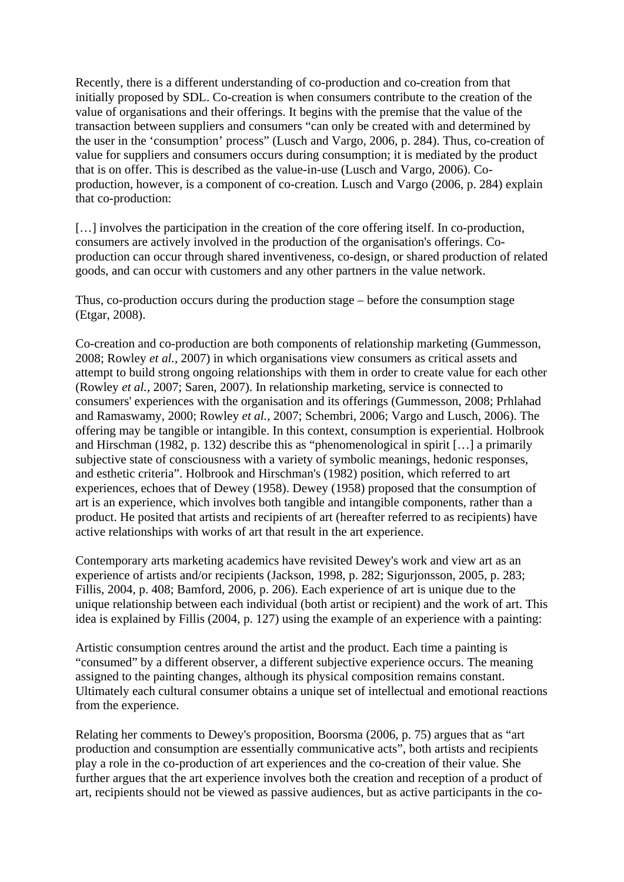Recently, there is a different understanding of co-production and co-creation from that initially proposed by SDL. Co-creation is when consumers contribute to the creation of the value of organisations and their offerings. It begins with the premise that the value of the transaction between suppliers and consumers "can only be created with and determined by the user in the 'consumption' process" (Lusch and Vargo, 2006, p. 284). Thus, co-creation of value for suppliers and consumers occurs during consumption; it is mediated by the product that is on offer. This is described as the value-in-use (Lusch and Vargo, 2006). Co-production, however, is a component of co-creation. Lusch and Vargo (2006, p. 284) explain that co-production:

[…] involves the participation in the creation of the core offering itself. In co-production, consumers are actively involved in the production of the organisation's offerings. Co-production can occur through shared inventiveness, co-design, or shared production of related goods, and can occur with customers and any other partners in the value network.

Thus, co-production occurs during the production stage – before the consumption stage (Etgar, 2008).

Co-creation and co-production are both components of relationship marketing (Gummesson, 2008; Rowley *et al.*, 2007) in which organisations view consumers as critical assets and attempt to build strong ongoing relationships with them in order to create value for each other (Rowley *et al.*, 2007; Saren, 2007). In relationship marketing, service is connected to consumers' experiences with the organisation and its offerings (Gummesson, 2008; Prhlahad and Ramaswamy, 2000; Rowley *et al.*, 2007; Schembri, 2006; Vargo and Lusch, 2006). The offering may be tangible or intangible. In this context, consumption is experiential. Holbrook and Hirschman (1982, p. 132) describe this as "phenomenological in spirit […] a primarily subjective state of consciousness with a variety of symbolic meanings, hedonic responses, and esthetic criteria". Holbrook and Hirschman's (1982) position, which referred to art experiences, echoes that of Dewey (1958). Dewey (1958) proposed that the consumption of art is an experience, which involves both tangible and intangible components, rather than a product. He posited that artists and recipients of art (hereafter referred to as recipients) have active relationships with works of art that result in the art experience.

Contemporary arts marketing academics have revisited Dewey's work and view art as an experience of artists and/or recipients (Jackson, 1998, p. 282; Sigurjonsson, 2005, p. 283; Fillis, 2004, p. 408; Bamford, 2006, p. 206). Each experience of art is unique due to the unique relationship between each individual (both artist or recipient) and the work of art. This idea is explained by Fillis (2004, p. 127) using the example of an experience with a painting:

Artistic consumption centres around the artist and the product. Each time a painting is "consumed" by a different observer, a different subjective experience occurs. The meaning assigned to the painting changes, although its physical composition remains constant. Ultimately each cultural consumer obtains a unique set of intellectual and emotional reactions from the experience.

Relating her comments to Dewey's proposition, Boorsma (2006, p. 75) argues that as "art production and consumption are essentially communicative acts", both artists and recipients play a role in the co-production of art experiences and the co-creation of their value. She further argues that the art experience involves both the creation and reception of a product of art, recipients should not be viewed as passive audiences, but as active participants in the co-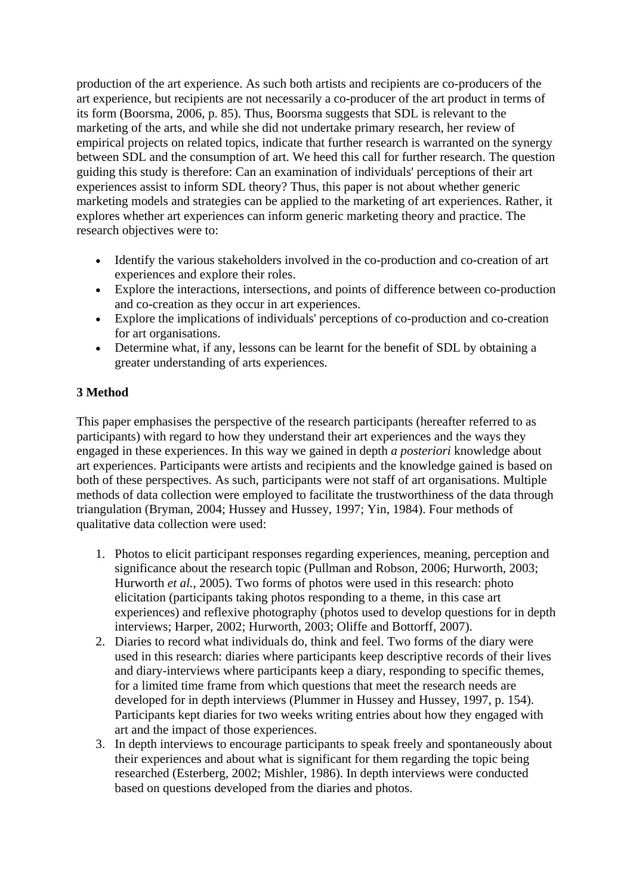production of the art experience. As such both artists and recipients are co-producers of the art experience, but recipients are not necessarily a co-producer of the art product in terms of its form (Boorsma, 2006, p. 85). Thus, Boorsma suggests that SDL is relevant to the marketing of the arts, and while she did not undertake primary research, her review of empirical projects on related topics, indicate that further research is warranted on the synergy between SDL and the consumption of art. We heed this call for further research. The question guiding this study is therefore: Can an examination of individuals' perceptions of their art experiences assist to inform SDL theory? Thus, this paper is not about whether generic marketing models and strategies can be applied to the marketing of art experiences. Rather, it explores whether art experiences can inform generic marketing theory and practice. The research objectives were to:

- Identify the various stakeholders involved in the co-production and co-creation of art experiences and explore their roles.
- Explore the interactions, intersections, and points of difference between co-production and co-creation as they occur in art experiences.
- Explore the implications of individuals' perceptions of co-production and co-creation for art organisations.
- Determine what, if any, lessons can be learnt for the benefit of SDL by obtaining a greater understanding of arts experiences.

### 3 Method

This paper emphasises the perspective of the research participants (hereafter referred to as participants) with regard to how they understand their art experiences and the ways they engaged in these experiences. In this way we gained in depth *a posteriori* knowledge about art experiences. Participants were artists and recipients and the knowledge gained is based on both of these perspectives. As such, participants were not staff of art organisations. Multiple methods of data collection were employed to facilitate the trustworthiness of the data through triangulation (Bryman, 2004; Hussey and Hussey, 1997; Yin, 1984). Four methods of qualitative data collection were used:

1. Photos to elicit participant responses regarding experiences, meaning, perception and significance about the research topic (Pullman and Robson, 2006; Hurworth, 2003; Hurworth *et al.*, 2005). Two forms of photos were used in this research: photo elicitation (participants taking photos responding to a theme, in this case art experiences) and reflexive photography (photos used to develop questions for in depth interviews; Harper, 2002; Hurworth, 2003; Oliffe and Bottorff, 2007).
2. Diaries to record what individuals do, think and feel. Two forms of the diary were used in this research: diaries where participants keep descriptive records of their lives and diary-interviews where participants keep a diary, responding to specific themes, for a limited time frame from which questions that meet the research needs are developed for in depth interviews (Plummer in Hussey and Hussey, 1997, p. 154). Participants kept diaries for two weeks writing entries about how they engaged with art and the impact of those experiences.
3. In depth interviews to encourage participants to speak freely and spontaneously about their experiences and about what is significant for them regarding the topic being researched (Esterberg, 2002; Mishler, 1986). In depth interviews were conducted based on questions developed from the diaries and photos.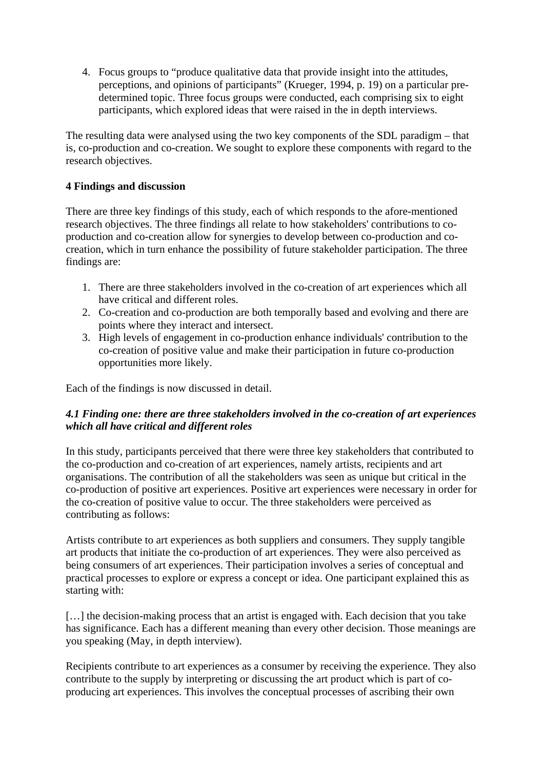4. Focus groups to "produce qualitative data that provide insight into the attitudes, perceptions, and opinions of participants" (Krueger, 1994, p. 19) on a particular pre-determined topic. Three focus groups were conducted, each comprising six to eight participants, which explored ideas that were raised in the in depth interviews.

The resulting data were analysed using the two key components of the SDL paradigm – that is, co-production and co-creation. We sought to explore these components with regard to the research objectives.

**4 Findings and discussion**

There are three key findings of this study, each of which responds to the afore-mentioned research objectives. The three findings all relate to how stakeholders' contributions to co-production and co-creation allow for synergies to develop between co-production and co-creation, which in turn enhance the possibility of future stakeholder participation. The three findings are:

1. There are three stakeholders involved in the co-creation of art experiences which all have critical and different roles.
2. Co-creation and co-production are both temporally based and evolving and there are points where they interact and intersect.
3. High levels of engagement in co-production enhance individuals' contribution to the co-creation of positive value and make their participation in future co-production opportunities more likely.

Each of the findings is now discussed in detail.

***4.1 Finding one: there are three stakeholders involved in the co-creation of art experiences which all have critical and different roles***

In this study, participants perceived that there were three key stakeholders that contributed to the co-production and co-creation of art experiences, namely artists, recipients and art organisations. The contribution of all the stakeholders was seen as unique but critical in the co-production of positive art experiences. Positive art experiences were necessary in order for the co-creation of positive value to occur. The three stakeholders were perceived as contributing as follows:

Artists contribute to art experiences as both suppliers and consumers. They supply tangible art products that initiate the co-production of art experiences. They were also perceived as being consumers of art experiences. Their participation involves a series of conceptual and practical processes to explore or express a concept or idea. One participant explained this as starting with:

[…] the decision-making process that an artist is engaged with. Each decision that you take has significance. Each has a different meaning than every other decision. Those meanings are you speaking (May, in depth interview).

Recipients contribute to art experiences as a consumer by receiving the experience. They also contribute to the supply by interpreting or discussing the art product which is part of co-producing art experiences. This involves the conceptual processes of ascribing their own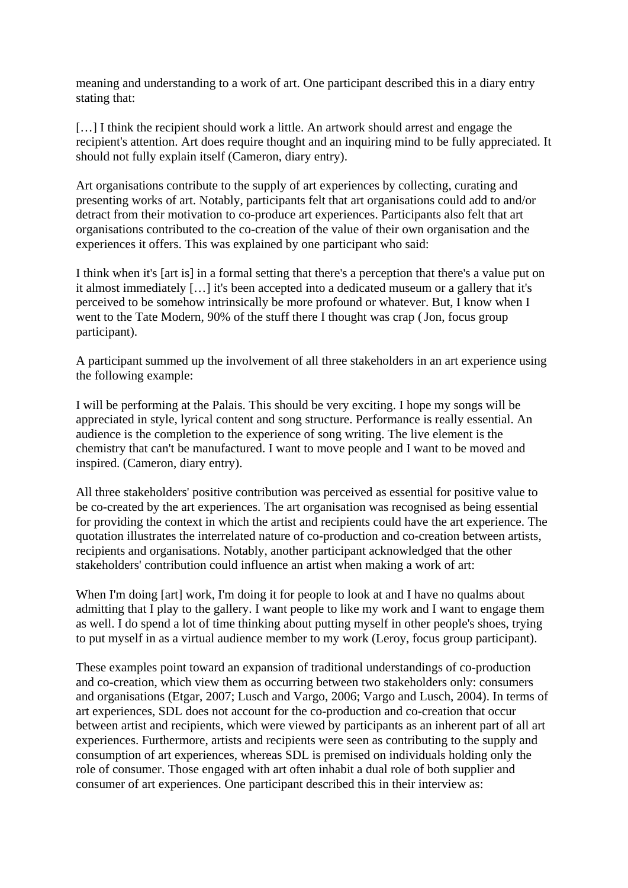meaning and understanding to a work of art. One participant described this in a diary entry stating that:

[…] I think the recipient should work a little. An artwork should arrest and engage the recipient's attention. Art does require thought and an inquiring mind to be fully appreciated. It should not fully explain itself (Cameron, diary entry).

Art organisations contribute to the supply of art experiences by collecting, curating and presenting works of art. Notably, participants felt that art organisations could add to and/or detract from their motivation to co-produce art experiences. Participants also felt that art organisations contributed to the co-creation of the value of their own organisation and the experiences it offers. This was explained by one participant who said:

I think when it's [art is] in a formal setting that there's a perception that there's a value put on it almost immediately […] it's been accepted into a dedicated museum or a gallery that it's perceived to be somehow intrinsically be more profound or whatever. But, I know when I went to the Tate Modern, 90% of the stuff there I thought was crap ( Jon, focus group participant).

A participant summed up the involvement of all three stakeholders in an art experience using the following example:

I will be performing at the Palais. This should be very exciting. I hope my songs will be appreciated in style, lyrical content and song structure. Performance is really essential. An audience is the completion to the experience of song writing. The live element is the chemistry that can't be manufactured. I want to move people and I want to be moved and inspired. (Cameron, diary entry).

All three stakeholders' positive contribution was perceived as essential for positive value to be co-created by the art experiences. The art organisation was recognised as being essential for providing the context in which the artist and recipients could have the art experience. The quotation illustrates the interrelated nature of co-production and co-creation between artists, recipients and organisations. Notably, another participant acknowledged that the other stakeholders' contribution could influence an artist when making a work of art:

When I'm doing [art] work, I'm doing it for people to look at and I have no qualms about admitting that I play to the gallery. I want people to like my work and I want to engage them as well. I do spend a lot of time thinking about putting myself in other people's shoes, trying to put myself in as a virtual audience member to my work (Leroy, focus group participant).

These examples point toward an expansion of traditional understandings of co-production and co-creation, which view them as occurring between two stakeholders only: consumers and organisations (Etgar, 2007; Lusch and Vargo, 2006; Vargo and Lusch, 2004). In terms of art experiences, SDL does not account for the co-production and co-creation that occur between artist and recipients, which were viewed by participants as an inherent part of all art experiences. Furthermore, artists and recipients were seen as contributing to the supply and consumption of art experiences, whereas SDL is premised on individuals holding only the role of consumer. Those engaged with art often inhabit a dual role of both supplier and consumer of art experiences. One participant described this in their interview as: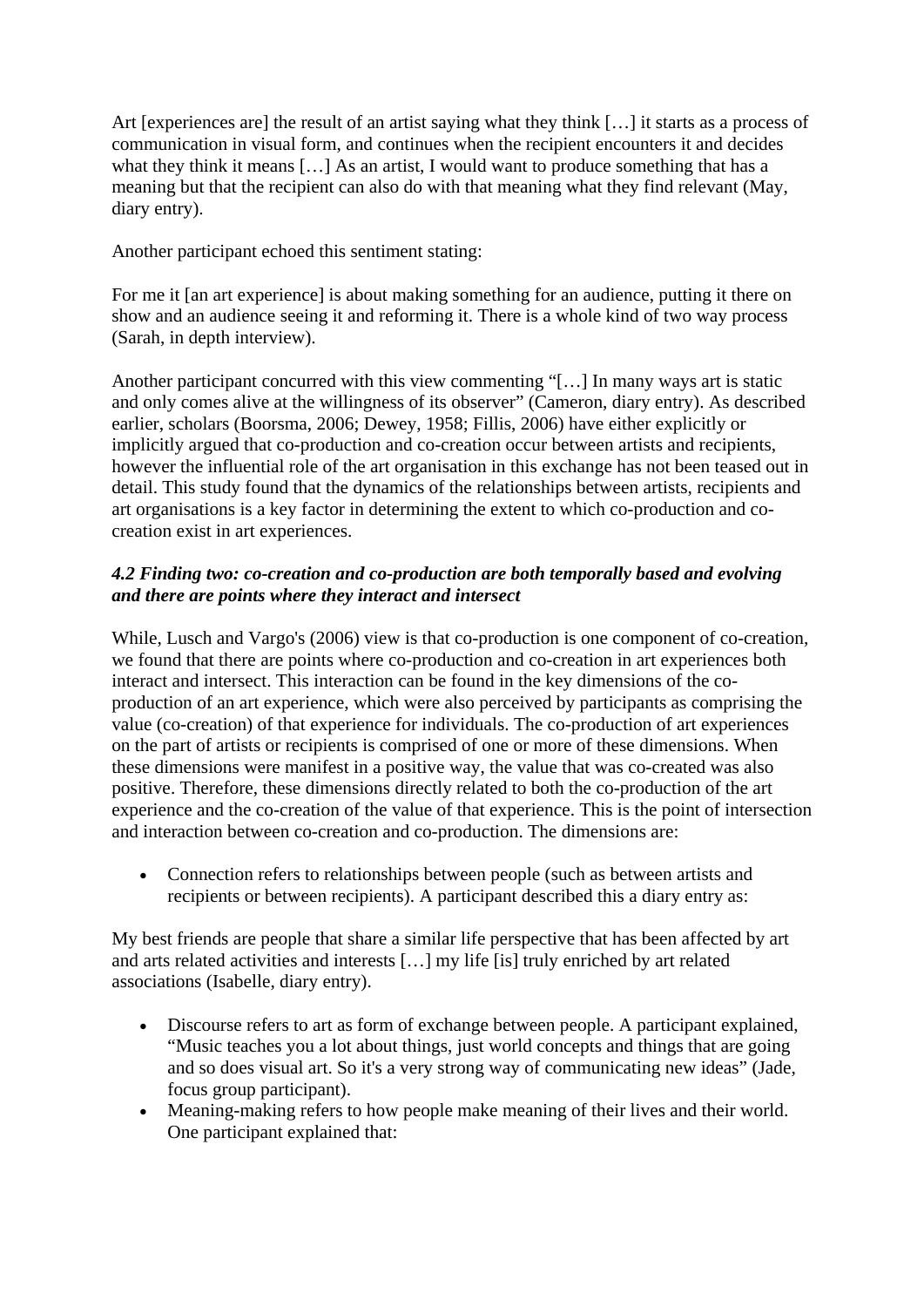Art [experiences are] the result of an artist saying what they think […] it starts as a process of communication in visual form, and continues when the recipient encounters it and decides what they think it means […] As an artist, I would want to produce something that has a meaning but that the recipient can also do with that meaning what they find relevant (May, diary entry).

Another participant echoed this sentiment stating:

For me it [an art experience] is about making something for an audience, putting it there on show and an audience seeing it and reforming it. There is a whole kind of two way process (Sarah, in depth interview).

Another participant concurred with this view commenting "[…] In many ways art is static and only comes alive at the willingness of its observer" (Cameron, diary entry). As described earlier, scholars (Boorsma, 2006; Dewey, 1958; Fillis, 2006) have either explicitly or implicitly argued that co-production and co-creation occur between artists and recipients, however the influential role of the art organisation in this exchange has not been teased out in detail. This study found that the dynamics of the relationships between artists, recipients and art organisations is a key factor in determining the extent to which co-production and co-creation exist in art experiences.

### *4.2 Finding two: co-creation and co-production are both temporally based and evolving and there are points where they interact and intersect*

While, Lusch and Vargo's (2006) view is that co-production is one component of co-creation, we found that there are points where co-production and co-creation in art experiences both interact and intersect. This interaction can be found in the key dimensions of the co-production of an art experience, which were also perceived by participants as comprising the value (co-creation) of that experience for individuals. The co-production of art experiences on the part of artists or recipients is comprised of one or more of these dimensions. When these dimensions were manifest in a positive way, the value that was co-created was also positive. Therefore, these dimensions directly related to both the co-production of the art experience and the co-creation of the value of that experience. This is the point of intersection and interaction between co-creation and co-production. The dimensions are:

- Connection refers to relationships between people (such as between artists and recipients or between recipients). A participant described this a diary entry as:

My best friends are people that share a similar life perspective that has been affected by art and arts related activities and interests […] my life [is] truly enriched by art related associations (Isabelle, diary entry).

- Discourse refers to art as form of exchange between people. A participant explained, "Music teaches you a lot about things, just world concepts and things that are going and so does visual art. So it's a very strong way of communicating new ideas" (Jade, focus group participant).
- Meaning-making refers to how people make meaning of their lives and their world. One participant explained that: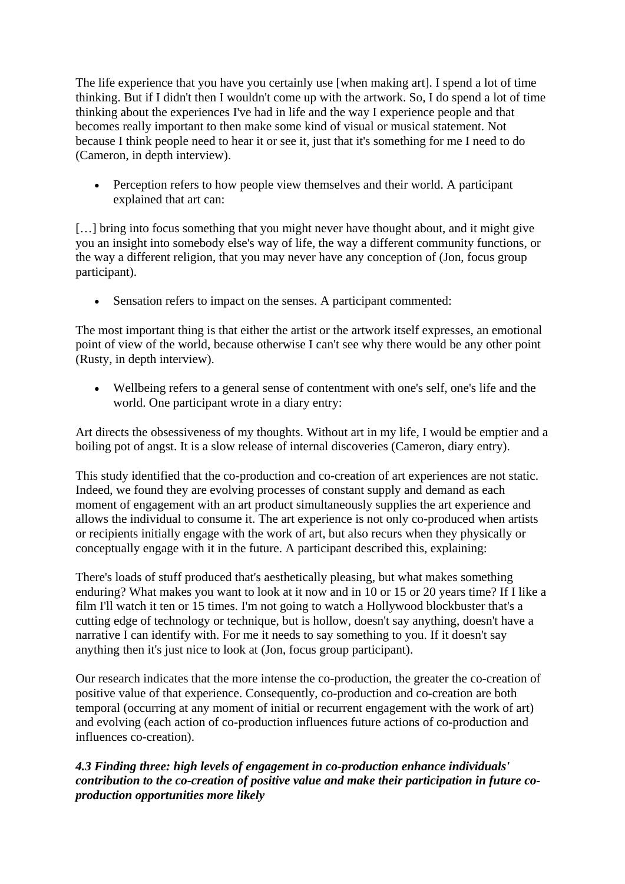The life experience that you have you certainly use [when making art]. I spend a lot of time thinking. But if I didn't then I wouldn't come up with the artwork. So, I do spend a lot of time thinking about the experiences I've had in life and the way I experience people and that becomes really important to then make some kind of visual or musical statement. Not because I think people need to hear it or see it, just that it's something for me I need to do (Cameron, in depth interview).

- Perception refers to how people view themselves and their world. A participant explained that art can:

[…] bring into focus something that you might never have thought about, and it might give you an insight into somebody else's way of life, the way a different community functions, or the way a different religion, that you may never have any conception of (Jon, focus group participant).

- Sensation refers to impact on the senses. A participant commented:

The most important thing is that either the artist or the artwork itself expresses, an emotional point of view of the world, because otherwise I can't see why there would be any other point (Rusty, in depth interview).

- Wellbeing refers to a general sense of contentment with one's self, one's life and the world. One participant wrote in a diary entry:

Art directs the obsessiveness of my thoughts. Without art in my life, I would be emptier and a boiling pot of angst. It is a slow release of internal discoveries (Cameron, diary entry).

This study identified that the co-production and co-creation of art experiences are not static. Indeed, we found they are evolving processes of constant supply and demand as each moment of engagement with an art product simultaneously supplies the art experience and allows the individual to consume it. The art experience is not only co-produced when artists or recipients initially engage with the work of art, but also recurs when they physically or conceptually engage with it in the future. A participant described this, explaining:

There's loads of stuff produced that's aesthetically pleasing, but what makes something enduring? What makes you want to look at it now and in 10 or 15 or 20 years time? If I like a film I'll watch it ten or 15 times. I'm not going to watch a Hollywood blockbuster that's a cutting edge of technology or technique, but is hollow, doesn't say anything, doesn't have a narrative I can identify with. For me it needs to say something to you. If it doesn't say anything then it's just nice to look at (Jon, focus group participant).

Our research indicates that the more intense the co-production, the greater the co-creation of positive value of that experience. Consequently, co-production and co-creation are both temporal (occurring at any moment of initial or recurrent engagement with the work of art) and evolving (each action of co-production influences future actions of co-production and influences co-creation).

### *4.3 Finding three: high levels of engagement in co-production enhance individuals' contribution to the co-creation of positive value and make their participation in future co-production opportunities more likely*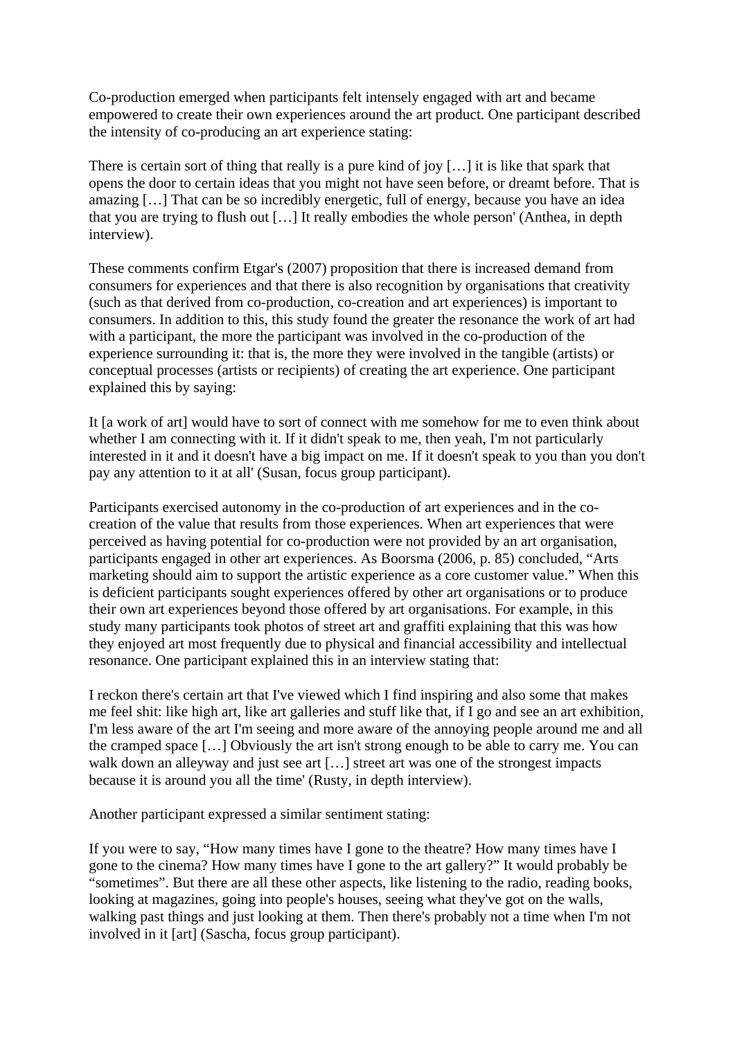Co-production emerged when participants felt intensely engaged with art and became empowered to create their own experiences around the art product. One participant described the intensity of co-producing an art experience stating:

There is certain sort of thing that really is a pure kind of joy […] it is like that spark that opens the door to certain ideas that you might not have seen before, or dreamt before. That is amazing […] That can be so incredibly energetic, full of energy, because you have an idea that you are trying to flush out […] It really embodies the whole person' (Anthea, in depth interview).

These comments confirm Etgar's (2007) proposition that there is increased demand from consumers for experiences and that there is also recognition by organisations that creativity (such as that derived from co-production, co-creation and art experiences) is important to consumers. In addition to this, this study found the greater the resonance the work of art had with a participant, the more the participant was involved in the co-production of the experience surrounding it: that is, the more they were involved in the tangible (artists) or conceptual processes (artists or recipients) of creating the art experience. One participant explained this by saying:

It [a work of art] would have to sort of connect with me somehow for me to even think about whether I am connecting with it. If it didn't speak to me, then yeah, I'm not particularly interested in it and it doesn't have a big impact on me. If it doesn't speak to you than you don't pay any attention to it at all' (Susan, focus group participant).

Participants exercised autonomy in the co-production of art experiences and in the co-creation of the value that results from those experiences. When art experiences that were perceived as having potential for co-production were not provided by an art organisation, participants engaged in other art experiences. As Boorsma (2006, p. 85) concluded, "Arts marketing should aim to support the artistic experience as a core customer value." When this is deficient participants sought experiences offered by other art organisations or to produce their own art experiences beyond those offered by art organisations. For example, in this study many participants took photos of street art and graffiti explaining that this was how they enjoyed art most frequently due to physical and financial accessibility and intellectual resonance. One participant explained this in an interview stating that:

I reckon there's certain art that I've viewed which I find inspiring and also some that makes me feel shit: like high art, like art galleries and stuff like that, if I go and see an art exhibition, I'm less aware of the art I'm seeing and more aware of the annoying people around me and all the cramped space […] Obviously the art isn't strong enough to be able to carry me. You can walk down an alleyway and just see art […] street art was one of the strongest impacts because it is around you all the time' (Rusty, in depth interview).

Another participant expressed a similar sentiment stating:

If you were to say, "How many times have I gone to the theatre? How many times have I gone to the cinema? How many times have I gone to the art gallery?" It would probably be "sometimes". But there are all these other aspects, like listening to the radio, reading books, looking at magazines, going into people's houses, seeing what they've got on the walls, walking past things and just looking at them. Then there's probably not a time when I'm not involved in it [art] (Sascha, focus group participant).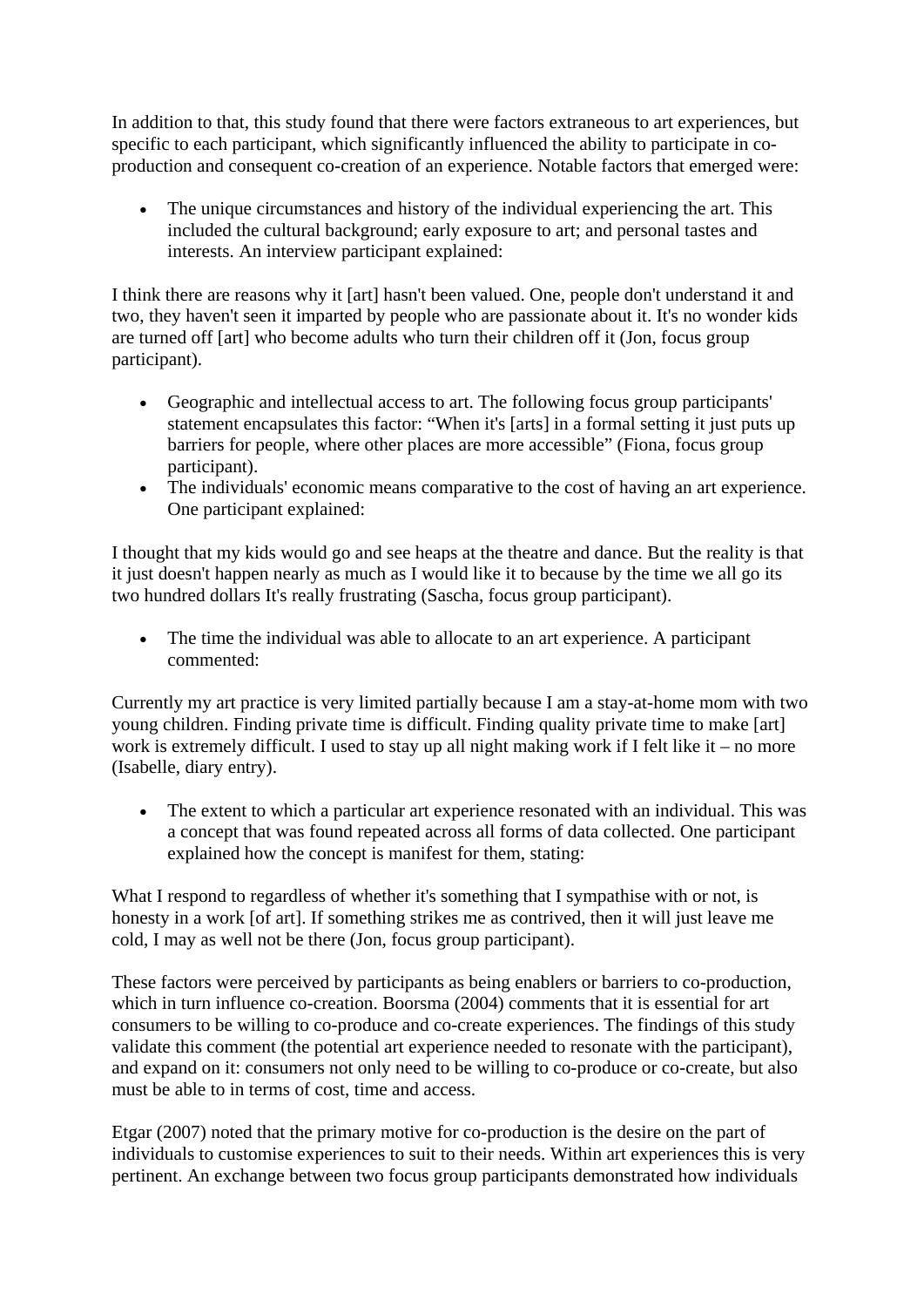In addition to that, this study found that there were factors extraneous to art experiences, but specific to each participant, which significantly influenced the ability to participate in co-production and consequent co-creation of an experience. Notable factors that emerged were:

- The unique circumstances and history of the individual experiencing the art. This included the cultural background; early exposure to art; and personal tastes and interests. An interview participant explained:

I think there are reasons why it [art] hasn't been valued. One, people don't understand it and two, they haven't seen it imparted by people who are passionate about it. It's no wonder kids are turned off [art] who become adults who turn their children off it (Jon, focus group participant).

- Geographic and intellectual access to art. The following focus group participants' statement encapsulates this factor: "When it's [arts] in a formal setting it just puts up barriers for people, where other places are more accessible" (Fiona, focus group participant).
- The individuals' economic means comparative to the cost of having an art experience. One participant explained:

I thought that my kids would go and see heaps at the theatre and dance. But the reality is that it just doesn't happen nearly as much as I would like it to because by the time we all go its two hundred dollars It's really frustrating (Sascha, focus group participant).

- The time the individual was able to allocate to an art experience. A participant commented:

Currently my art practice is very limited partially because I am a stay-at-home mom with two young children. Finding private time is difficult. Finding quality private time to make [art] work is extremely difficult. I used to stay up all night making work if I felt like it – no more (Isabelle, diary entry).

- The extent to which a particular art experience resonated with an individual. This was a concept that was found repeated across all forms of data collected. One participant explained how the concept is manifest for them, stating:

What I respond to regardless of whether it's something that I sympathise with or not, is honesty in a work [of art]. If something strikes me as contrived, then it will just leave me cold, I may as well not be there (Jon, focus group participant).

These factors were perceived by participants as being enablers or barriers to co-production, which in turn influence co-creation. Boorsma (2004) comments that it is essential for art consumers to be willing to co-produce and co-create experiences. The findings of this study validate this comment (the potential art experience needed to resonate with the participant), and expand on it: consumers not only need to be willing to co-produce or co-create, but also must be able to in terms of cost, time and access.

Etgar (2007) noted that the primary motive for co-production is the desire on the part of individuals to customise experiences to suit to their needs. Within art experiences this is very pertinent. An exchange between two focus group participants demonstrated how individuals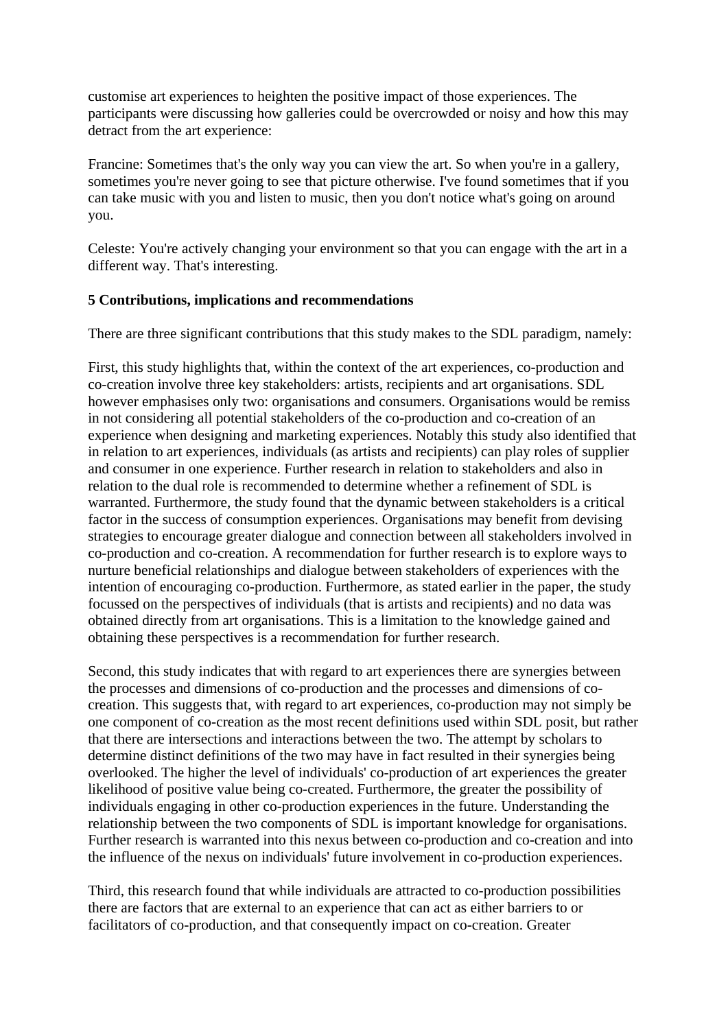customise art experiences to heighten the positive impact of those experiences. The participants were discussing how galleries could be overcrowded or noisy and how this may detract from the art experience:

Francine: Sometimes that's the only way you can view the art. So when you're in a gallery, sometimes you're never going to see that picture otherwise. I've found sometimes that if you can take music with you and listen to music, then you don't notice what's going on around you.

Celeste: You're actively changing your environment so that you can engage with the art in a different way. That's interesting.

## 5 Contributions, implications and recommendations

There are three significant contributions that this study makes to the SDL paradigm, namely:

First, this study highlights that, within the context of the art experiences, co-production and co-creation involve three key stakeholders: artists, recipients and art organisations. SDL however emphasises only two: organisations and consumers. Organisations would be remiss in not considering all potential stakeholders of the co-production and co-creation of an experience when designing and marketing experiences. Notably this study also identified that in relation to art experiences, individuals (as artists and recipients) can play roles of supplier and consumer in one experience. Further research in relation to stakeholders and also in relation to the dual role is recommended to determine whether a refinement of SDL is warranted. Furthermore, the study found that the dynamic between stakeholders is a critical factor in the success of consumption experiences. Organisations may benefit from devising strategies to encourage greater dialogue and connection between all stakeholders involved in co-production and co-creation. A recommendation for further research is to explore ways to nurture beneficial relationships and dialogue between stakeholders of experiences with the intention of encouraging co-production. Furthermore, as stated earlier in the paper, the study focussed on the perspectives of individuals (that is artists and recipients) and no data was obtained directly from art organisations. This is a limitation to the knowledge gained and obtaining these perspectives is a recommendation for further research.

Second, this study indicates that with regard to art experiences there are synergies between the processes and dimensions of co-production and the processes and dimensions of co-creation. This suggests that, with regard to art experiences, co-production may not simply be one component of co-creation as the most recent definitions used within SDL posit, but rather that there are intersections and interactions between the two. The attempt by scholars to determine distinct definitions of the two may have in fact resulted in their synergies being overlooked. The higher the level of individuals' co-production of art experiences the greater likelihood of positive value being co-created. Furthermore, the greater the possibility of individuals engaging in other co-production experiences in the future. Understanding the relationship between the two components of SDL is important knowledge for organisations. Further research is warranted into this nexus between co-production and co-creation and into the influence of the nexus on individuals' future involvement in co-production experiences.

Third, this research found that while individuals are attracted to co-production possibilities there are factors that are external to an experience that can act as either barriers to or facilitators of co-production, and that consequently impact on co-creation. Greater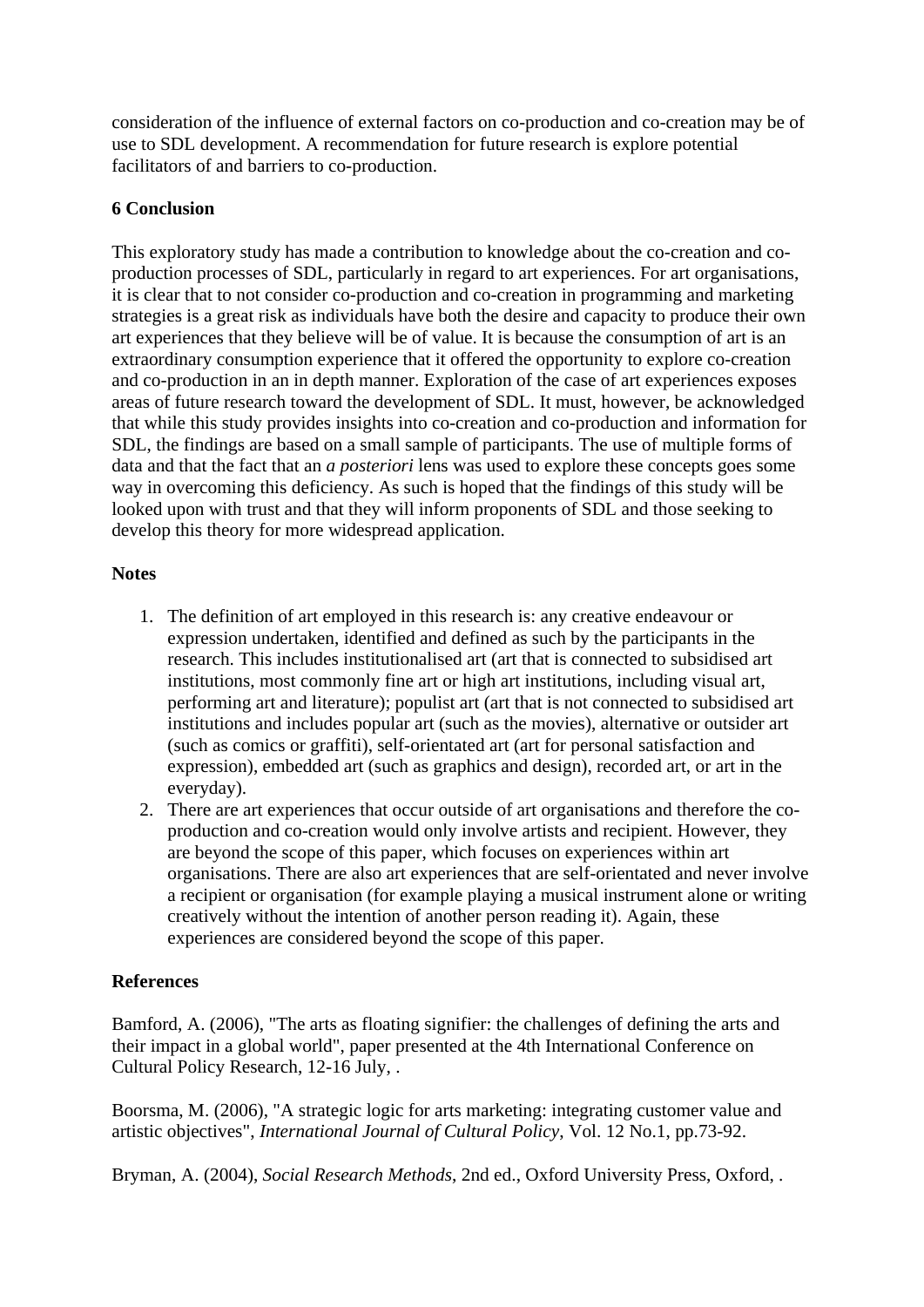consideration of the influence of external factors on co-production and co-creation may be of use to SDL development. A recommendation for future research is explore potential facilitators of and barriers to co-production.

## 6 Conclusion

This exploratory study has made a contribution to knowledge about the co-creation and co-production processes of SDL, particularly in regard to art experiences. For art organisations, it is clear that to not consider co-production and co-creation in programming and marketing strategies is a great risk as individuals have both the desire and capacity to produce their own art experiences that they believe will be of value. It is because the consumption of art is an extraordinary consumption experience that it offered the opportunity to explore co-creation and co-production in an in depth manner. Exploration of the case of art experiences exposes areas of future research toward the development of SDL. It must, however, be acknowledged that while this study provides insights into co-creation and co-production and information for SDL, the findings are based on a small sample of participants. The use of multiple forms of data and that the fact that an *a posteriori* lens was used to explore these concepts goes some way in overcoming this deficiency. As such is hoped that the findings of this study will be looked upon with trust and that they will inform proponents of SDL and those seeking to develop this theory for more widespread application.

## Notes

1. The definition of art employed in this research is: any creative endeavour or expression undertaken, identified and defined as such by the participants in the research. This includes institutionalised art (art that is connected to subsidised art institutions, most commonly fine art or high art institutions, including visual art, performing art and literature); populist art (art that is not connected to subsidised art institutions and includes popular art (such as the movies), alternative or outsider art (such as comics or graffiti), self-orientated art (art for personal satisfaction and expression), embedded art (such as graphics and design), recorded art, or art in the everyday).
2. There are art experiences that occur outside of art organisations and therefore the co-production and co-creation would only involve artists and recipient. However, they are beyond the scope of this paper, which focuses on experiences within art organisations. There are also art experiences that are self-orientated and never involve a recipient or organisation (for example playing a musical instrument alone or writing creatively without the intention of another person reading it). Again, these experiences are considered beyond the scope of this paper.

## References

Bamford, A. (2006), "The arts as floating signifier: the challenges of defining the arts and their impact in a global world", paper presented at the 4th International Conference on Cultural Policy Research, 12-16 July, .

Boorsma, M. (2006), "A strategic logic for arts marketing: integrating customer value and artistic objectives", *International Journal of Cultural Policy*, Vol. 12 No.1, pp.73-92.

Bryman, A. (2004), *Social Research Methods*, 2nd ed., Oxford University Press, Oxford, .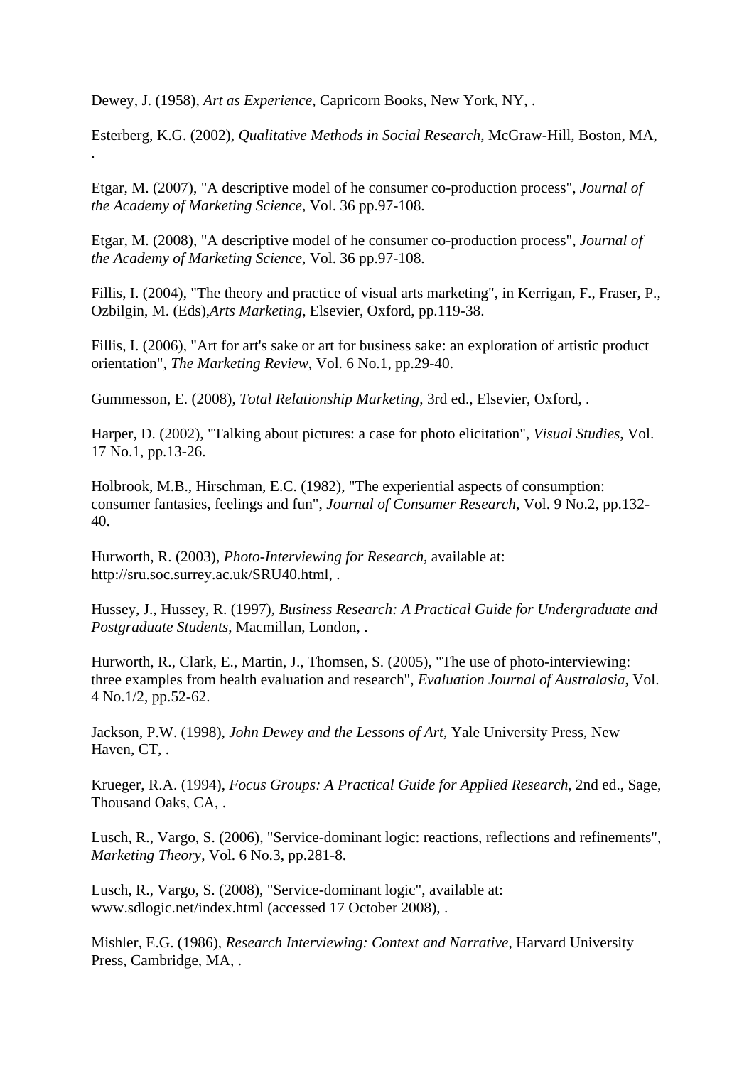Dewey, J. (1958), *Art as Experience*, Capricorn Books, New York, NY, .

Esterberg, K.G. (2002), *Qualitative Methods in Social Research*, McGraw-Hill, Boston, MA, .

Etgar, M. (2007), "A descriptive model of he consumer co-production process", *Journal of the Academy of Marketing Science*, Vol. 36 pp.97-108.

Etgar, M. (2008), "A descriptive model of he consumer co-production process", *Journal of the Academy of Marketing Science*, Vol. 36 pp.97-108.

Fillis, I. (2004), "The theory and practice of visual arts marketing", in Kerrigan, F., Fraser, P., Ozbilgin, M. (Eds),*Arts Marketing*, Elsevier, Oxford, pp.119-38.

Fillis, I. (2006), "Art for art's sake or art for business sake: an exploration of artistic product orientation", *The Marketing Review*, Vol. 6 No.1, pp.29-40.

Gummesson, E. (2008), *Total Relationship Marketing*, 3rd ed., Elsevier, Oxford, .

Harper, D. (2002), "Talking about pictures: a case for photo elicitation", *Visual Studies*, Vol. 17 No.1, pp.13-26.

Holbrook, M.B., Hirschman, E.C. (1982), "The experiential aspects of consumption: consumer fantasies, feelings and fun", *Journal of Consumer Research*, Vol. 9 No.2, pp.132-40.

Hurworth, R. (2003), *Photo-Interviewing for Research*, available at: http://sru.soc.surrey.ac.uk/SRU40.html, .

Hussey, J., Hussey, R. (1997), *Business Research: A Practical Guide for Undergraduate and Postgraduate Students*, Macmillan, London, .

Hurworth, R., Clark, E., Martin, J., Thomsen, S. (2005), "The use of photo-interviewing: three examples from health evaluation and research", *Evaluation Journal of Australasia*, Vol. 4 No.1/2, pp.52-62.

Jackson, P.W. (1998), *John Dewey and the Lessons of Art*, Yale University Press, New Haven, CT, .

Krueger, R.A. (1994), *Focus Groups: A Practical Guide for Applied Research*, 2nd ed., Sage, Thousand Oaks, CA, .

Lusch, R., Vargo, S. (2006), "Service-dominant logic: reactions, reflections and refinements", *Marketing Theory*, Vol. 6 No.3, pp.281-8.

Lusch, R., Vargo, S. (2008), "Service-dominant logic", available at: www.sdlogic.net/index.html (accessed 17 October 2008), .

Mishler, E.G. (1986), *Research Interviewing: Context and Narrative*, Harvard University Press, Cambridge, MA, .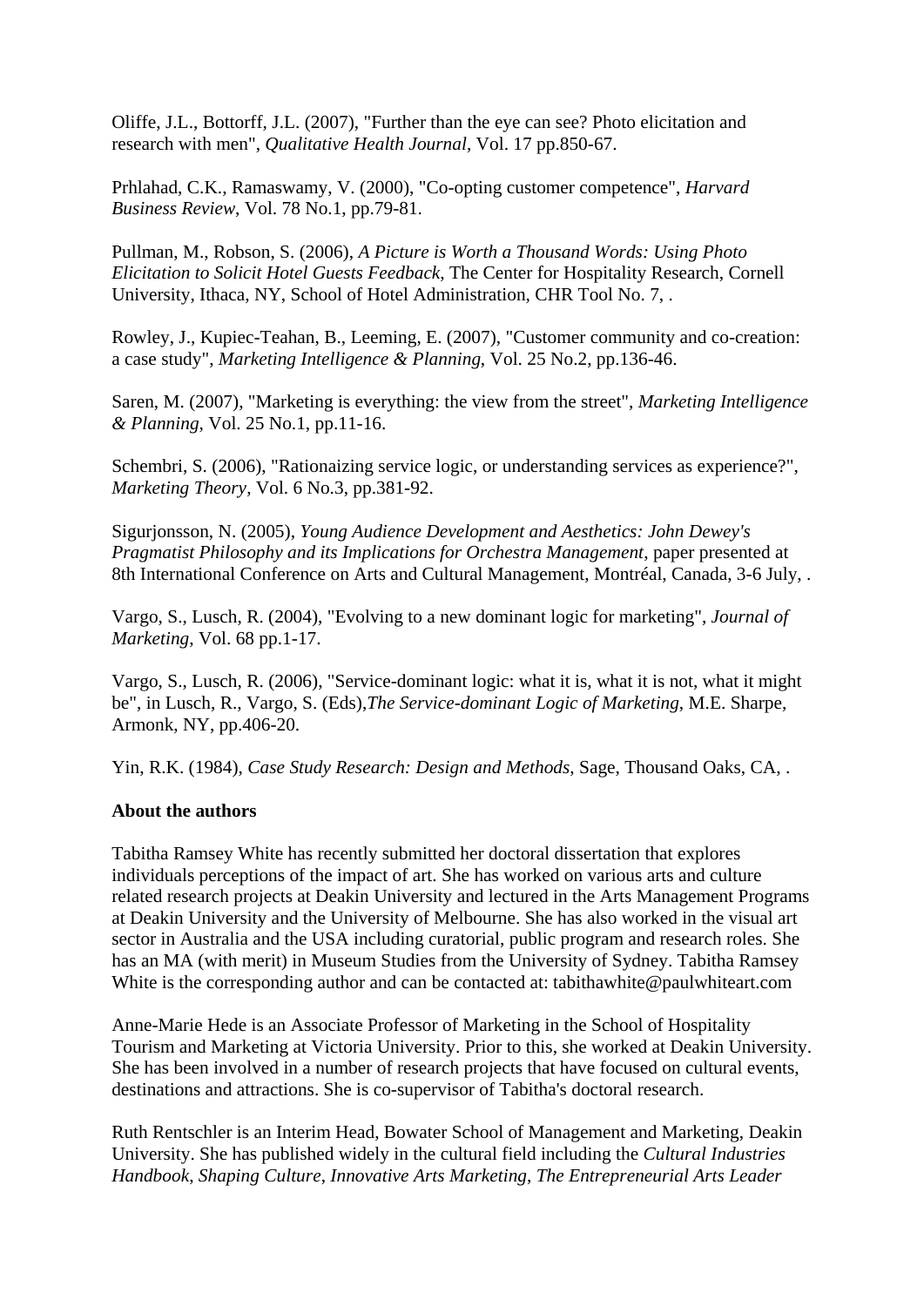Oliffe, J.L., Bottorff, J.L. (2007), "Further than the eye can see? Photo elicitation and research with men", *Qualitative Health Journal*, Vol. 17 pp.850-67.

Prhlahad, C.K., Ramaswamy, V. (2000), "Co-opting customer competence", *Harvard Business Review*, Vol. 78 No.1, pp.79-81.

Pullman, M., Robson, S. (2006), *A Picture is Worth a Thousand Words: Using Photo Elicitation to Solicit Hotel Guests Feedback*, The Center for Hospitality Research, Cornell University, Ithaca, NY, School of Hotel Administration, CHR Tool No. 7, .

Rowley, J., Kupiec-Teahan, B., Leeming, E. (2007), "Customer community and co-creation: a case study", *Marketing Intelligence & Planning*, Vol. 25 No.2, pp.136-46.

Saren, M. (2007), "Marketing is everything: the view from the street", *Marketing Intelligence & Planning*, Vol. 25 No.1, pp.11-16.

Schembri, S. (2006), "Rationaizing service logic, or understanding services as experience?", *Marketing Theory*, Vol. 6 No.3, pp.381-92.

Sigurjonsson, N. (2005), *Young Audience Development and Aesthetics: John Dewey's Pragmatist Philosophy and its Implications for Orchestra Management*, paper presented at 8th International Conference on Arts and Cultural Management, Montréal, Canada, 3-6 July, .

Vargo, S., Lusch, R. (2004), "Evolving to a new dominant logic for marketing", *Journal of Marketing*, Vol. 68 pp.1-17.

Vargo, S., Lusch, R. (2006), "Service-dominant logic: what it is, what it is not, what it might be", in Lusch, R., Vargo, S. (Eds),*The Service-dominant Logic of Marketing*, M.E. Sharpe, Armonk, NY, pp.406-20.

Yin, R.K. (1984), *Case Study Research: Design and Methods*, Sage, Thousand Oaks, CA, .

**About the authors**

Tabitha Ramsey White has recently submitted her doctoral dissertation that explores individuals perceptions of the impact of art. She has worked on various arts and culture related research projects at Deakin University and lectured in the Arts Management Programs at Deakin University and the University of Melbourne. She has also worked in the visual art sector in Australia and the USA including curatorial, public program and research roles. She has an MA (with merit) in Museum Studies from the University of Sydney. Tabitha Ramsey White is the corresponding author and can be contacted at: tabithawhite@paulwhiteart.com

Anne-Marie Hede is an Associate Professor of Marketing in the School of Hospitality Tourism and Marketing at Victoria University. Prior to this, she worked at Deakin University. She has been involved in a number of research projects that have focused on cultural events, destinations and attractions. She is co-supervisor of Tabitha's doctoral research.

Ruth Rentschler is an Interim Head, Bowater School of Management and Marketing, Deakin University. She has published widely in the cultural field including the *Cultural Industries Handbook*, *Shaping Culture*, *Innovative Arts Marketing*, *The Entrepreneurial Arts Leader*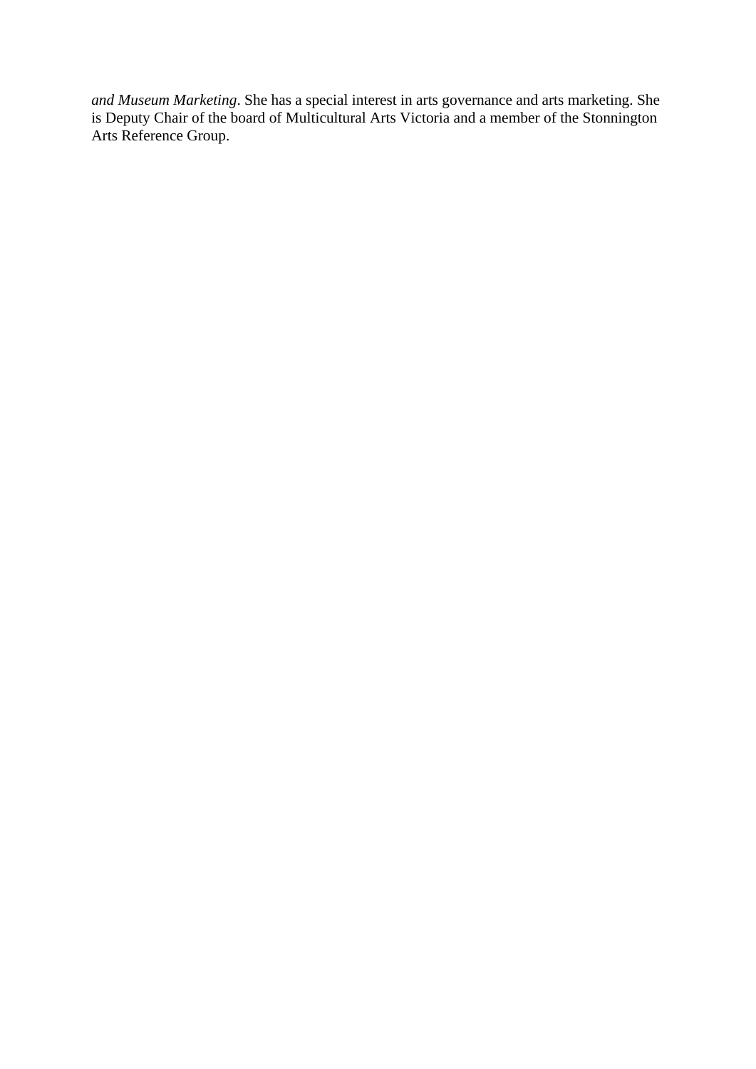*and Museum Marketing*. She has a special interest in arts governance and arts marketing. She is Deputy Chair of the board of Multicultural Arts Victoria and a member of the Stonnington Arts Reference Group.